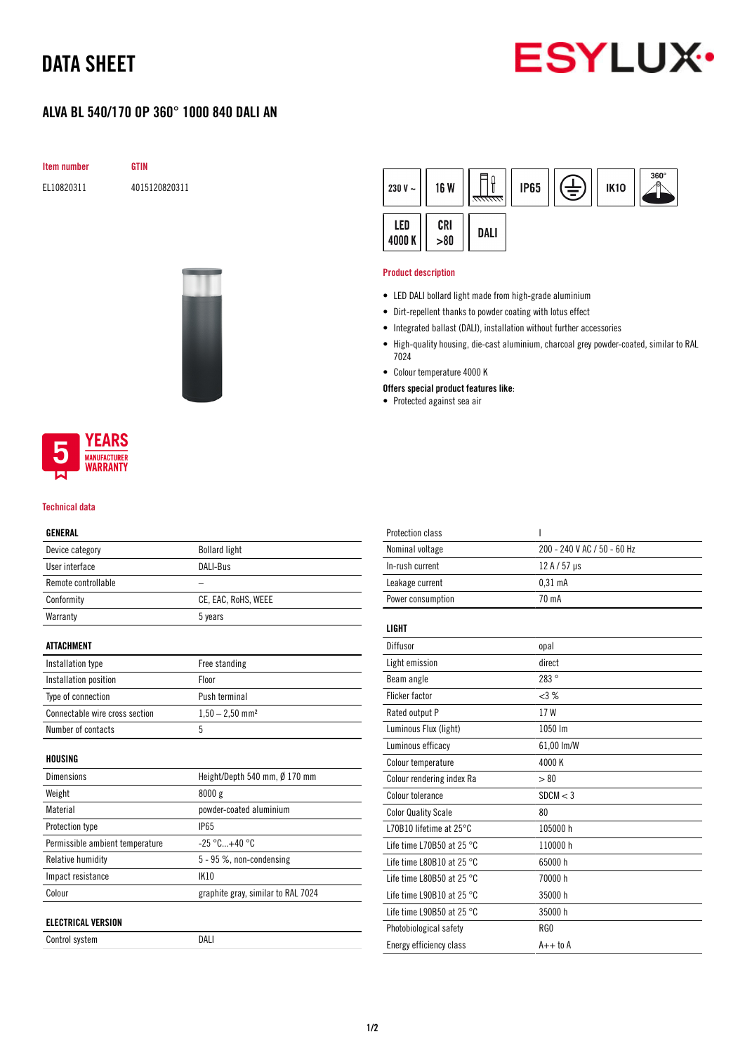# DATA SHEET

## ALVA BL 540/170 OP 360° 1000 840 DALI AN

| Item number | GTIN |
|---|---|
| EL10820311 | 4015120820311 |

230 V ~ | 16 W | IP65 | IK10 | 360° | LED 4000 K | CRI >80 | DALI

### Product description

- LED DALI bollard light made from high-grade aluminium
- Dirt-repellent thanks to powder coating with lotus effect
- Integrated ballast (DALI), installation without further accessories
- High-quality housing, die-cast aluminium, charcoal grey powder-coated, similar to RAL 7024
- Colour temperature 4000 K

**Offers special product features like:**

- Protected against sea air

5 YEARS MANUFACTURER WARRANTY

### Technical data

| GENERAL | |
|---|---|
| Device category | Bollard light |
| User interface | DALI-Bus |
| Remote controllable | – |
| Conformity | CE, EAC, RoHS, WEEE |
| Warranty | 5 years |

| ATTACHMENT | |
|---|---|
| Installation type | Free standing |
| Installation position | Floor |
| Type of connection | Push terminal |
| Connectable wire cross section | 1,50 – 2,50 mm² |
| Number of contacts | 5 |

| HOUSING | |
|---|---|
| Dimensions | Height/Depth 540 mm, Ø 170 mm |
| Weight | 8000 g |
| Material | powder-coated aluminium |
| Protection type | IP65 |
| Permissible ambient temperature | -25 °C...+40 °C |
| Relative humidity | 5 - 95 %, non-condensing |
| Impact resistance | IK10 |
| Colour | graphite gray, similar to RAL 7024 |

| ELECTRICAL VERSION | |
|---|---|
| Control system | DALI |
| Protection class | I |
| Nominal voltage | 200 - 240 V AC / 50 - 60 Hz |
| In-rush current | 12 A / 57 µs |
| Leakage current | 0,31 mA |
| Power consumption | 70 mA |

| LIGHT | |
|---|---|
| Diffusor | opal |
| Light emission | direct |
| Beam angle | 283 ° |
| Flicker factor | <3 % |
| Rated output P | 17 W |
| Luminous Flux (light) | 1050 lm |
| Luminous efficacy | 61,00 lm/W |
| Colour temperature | 4000 K |
| Colour rendering index Ra | > 80 |
| Colour tolerance | SDCM < 3 |
| Color Quality Scale | 80 |
| L70B10 lifetime at 25°C | 105000 h |
| Life time L70B50 at 25 °C | 110000 h |
| Life time L80B10 at 25 °C | 65000 h |
| Life time L80B50 at 25 °C | 70000 h |
| Life time L90B10 at 25 °C | 35000 h |
| Life time L90B50 at 25 °C | 35000 h |
| Photobiological safety | RG0 |
| Energy efficiency class | A++ to A |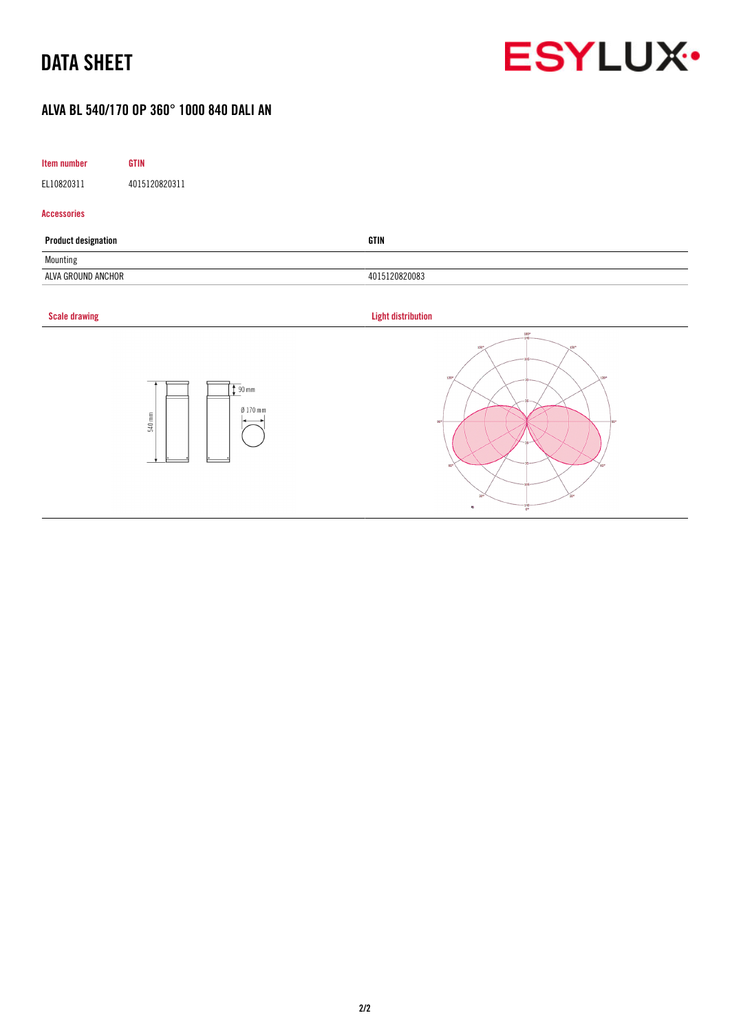# DATA SHEET

## ALVA BL 540/170 OP 360° 1000 840 DALI AN

| Item number | GTIN |
| --- | --- |
| EL10820311 | 4015120820311 |

### Accessories

| Product designation | GTIN |
| --- | --- |
| Mounting | |
| ALVA GROUND ANCHOR | 4015120820083 |

### Scale drawing

540 mm

90 mm

Ø 170 mm

### Light distribution